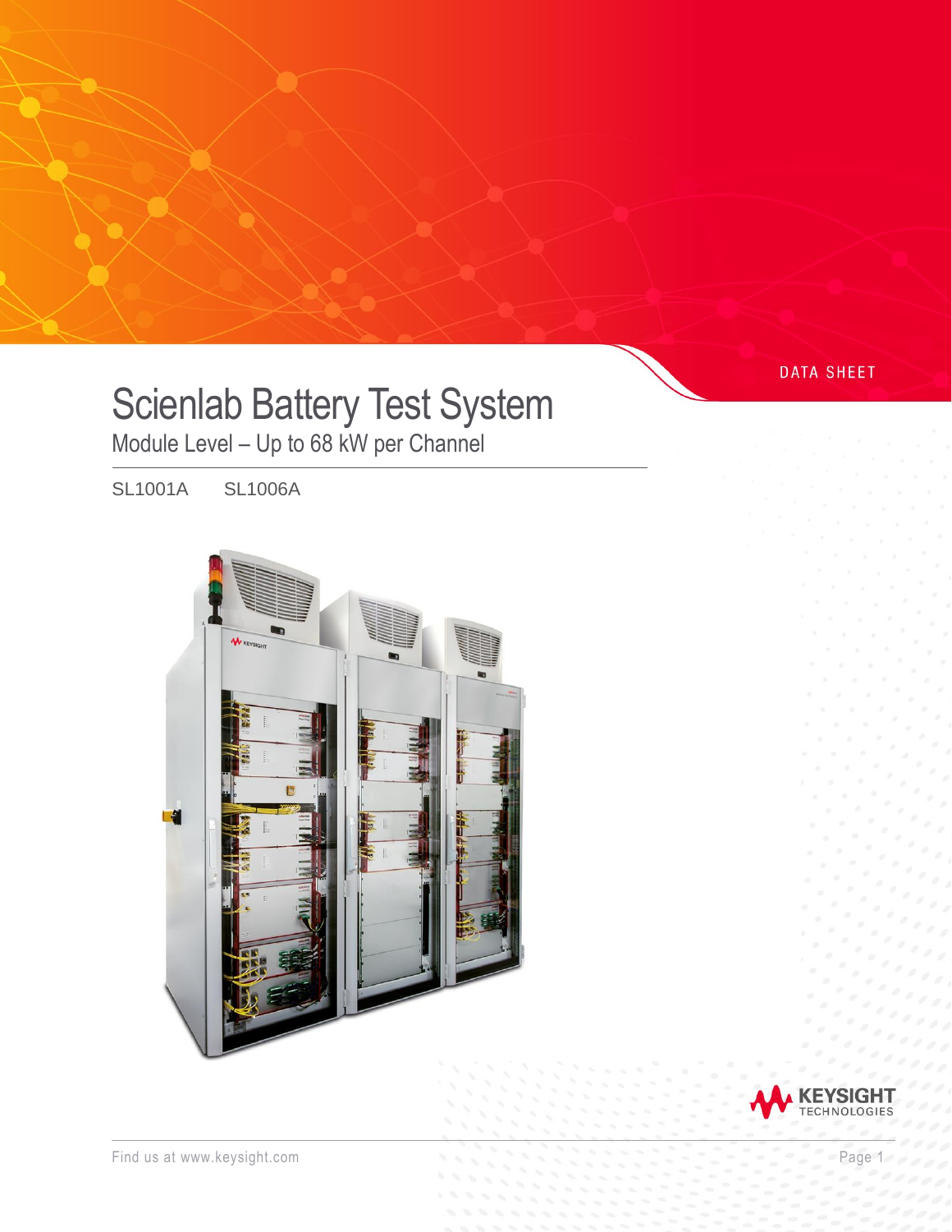DATA SHEET

# Scienlab Battery Test System

## Module Level – Up to 68 kW per Channel

SL1001A SL1006A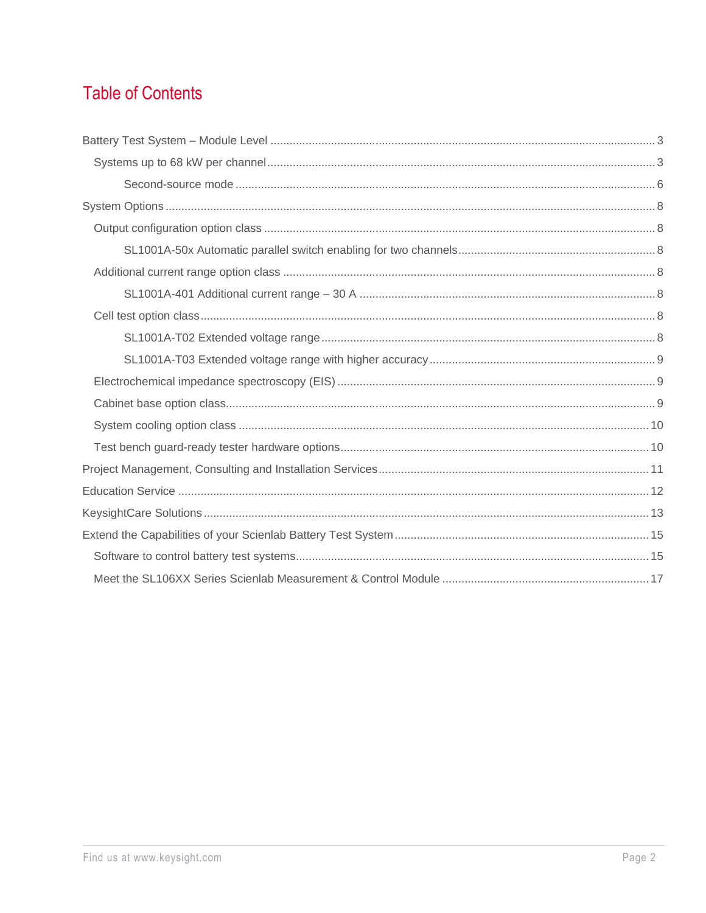# Table of Contents

- Battery Test System – Module Level ..... 3
  - Systems up to 68 kW per channel ..... 3
    - Second-source mode ..... 6
- System Options ..... 8
  - Output configuration option class ..... 8
    - SL1001A-50x Automatic parallel switch enabling for two channels ..... 8
  - Additional current range option class ..... 8
    - SL1001A-401 Additional current range – 30 A ..... 8
  - Cell test option class ..... 8
    - SL1001A-T02 Extended voltage range ..... 8
    - SL1001A-T03 Extended voltage range with higher accuracy ..... 9
  - Electrochemical impedance spectroscopy (EIS) ..... 9
  - Cabinet base option class ..... 9
  - System cooling option class ..... 10
  - Test bench guard-ready tester hardware options ..... 10
- Project Management, Consulting and Installation Services ..... 11
- Education Service ..... 12
- KeysightCare Solutions ..... 13
- Extend the Capabilities of your Scienlab Battery Test System ..... 15
  - Software to control battery test systems ..... 15
  - Meet the SL106XX Series Scienlab Measurement & Control Module ..... 17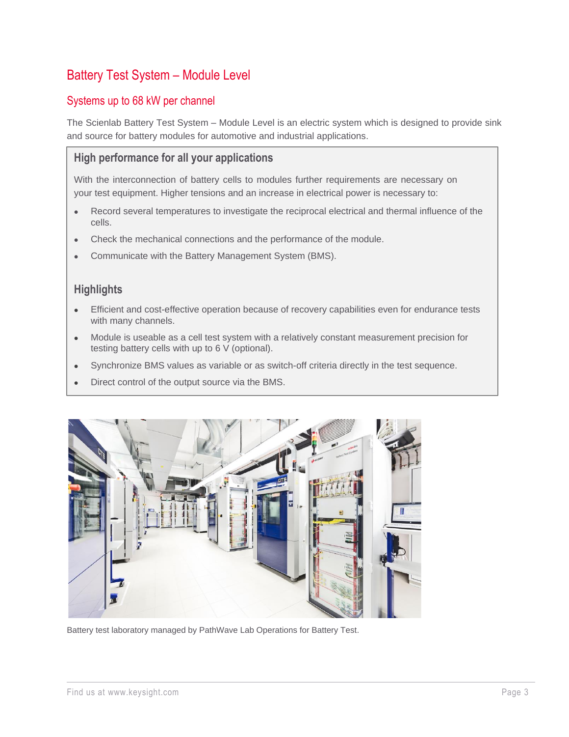# Battery Test System – Module Level

## Systems up to 68 kW per channel

The Scienlab Battery Test System – Module Level is an electric system which is designed to provide sink and source for battery modules for automotive and industrial applications.

### High performance for all your applications

With the interconnection of battery cells to modules further requirements are necessary on your test equipment. Higher tensions and an increase in electrical power is necessary to:

- Record several temperatures to investigate the reciprocal electrical and thermal influence of the cells.
- Check the mechanical connections and the performance of the module.
- Communicate with the Battery Management System (BMS).

### Highlights

- Efficient and cost-effective operation because of recovery capabilities even for endurance tests with many channels.
- Module is useable as a cell test system with a relatively constant measurement precision for testing battery cells with up to 6 V (optional).
- Synchronize BMS values as variable or as switch-off criteria directly in the test sequence.
- Direct control of the output source via the BMS.

Battery test laboratory managed by PathWave Lab Operations for Battery Test.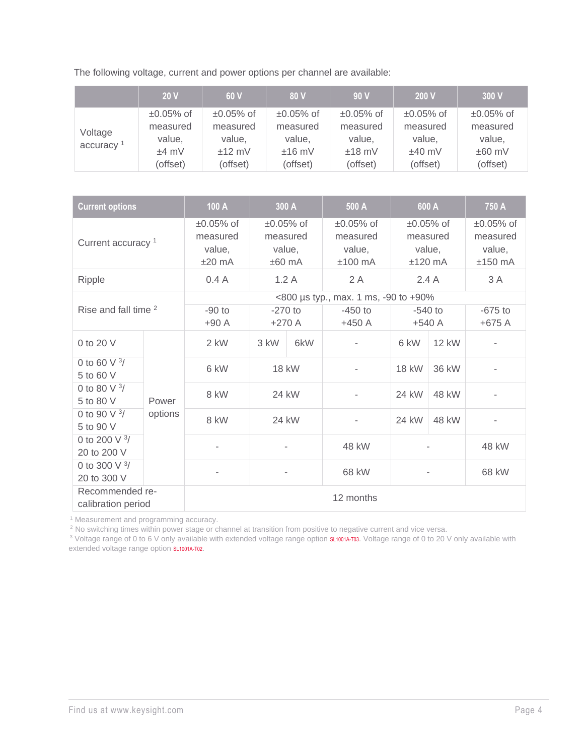The following voltage, current and power options per channel are available:

| | 20 V | 60 V | 80 V | 90 V | 200 V | 300 V |
|---|---|---|---|---|---|---|
| Voltage accuracy [1] | ±0.05% of measured value, ±4 mV (offset) | ±0.05% of measured value, ±12 mV (offset) | ±0.05% of measured value, ±16 mV (offset) | ±0.05% of measured value, ±18 mV (offset) | ±0.05% of measured value, ±40 mV (offset) | ±0.05% of measured value, ±60 mV (offset) |

| Current options | | 100 A | 300 A | | 500 A | 600 A | | 750 A |
|---|---|---|---|---|---|---|---|---|
| Current accuracy [1] | | ±0.05% of measured value, ±20 mA | ±0.05% of measured value, ±60 mA | | ±0.05% of measured value, ±100 mA | ±0.05% of measured value, ±120 mA | | ±0.05% of measured value, ±150 mA |
| Ripple | | 0.4 A | 1.2 A | | 2 A | 2.4 A | | 3 A |
| Rise and fall time [2] | | <800 µs typ., max. 1 ms, -90 to +90% | | | | | | |
| | | -90 to +90 A | -270 to +270 A | | -450 to +450 A | -540 to +540 A | | -675 to +675 A |
| 0 to 20 V | Power options | 2 kW | 3 kW | 6kW | - | 6 kW | 12 kW | - |
| 0 to 60 V [3]/ 5 to 60 V | | 6 kW | 18 kW | | - | 18 kW | 36 kW | - |
| 0 to 80 V [3]/ 5 to 80 V | | 8 kW | 24 kW | | - | 24 kW | 48 kW | - |
| 0 to 90 V [3]/ 5 to 90 V | | 8 kW | 24 kW | | - | 24 kW | 48 kW | - |
| 0 to 200 V [3]/ 20 to 200 V | | - | - | | 48 kW | - | | 48 kW |
| 0 to 300 V [3]/ 20 to 300 V | | - | - | | 68 kW | - | | 68 kW |
| Recommended re-calibration period | | 12 months | | | | | | |

[1] Measurement and programming accuracy.
[2] No switching times within power stage or channel at transition from positive to negative current and vice versa.
[3] Voltage range of 0 to 6 V only available with extended voltage range option SL1001A-T03. Voltage range of 0 to 20 V only available with extended voltage range option SL1001A-T02.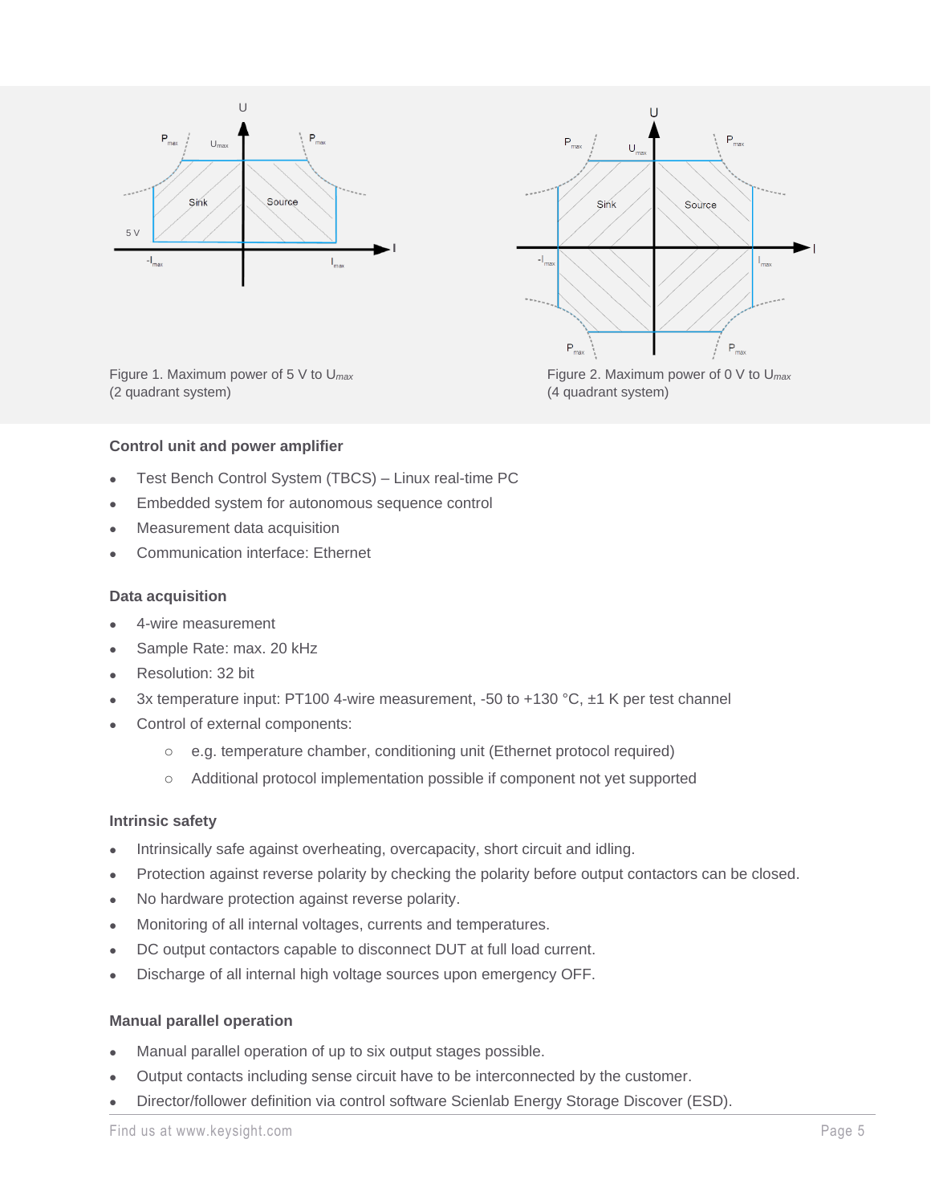Figure 1. Maximum power of 5 V to $U_{max}$ (2 quadrant system)

Figure 2. Maximum power of 0 V to $U_{max}$ (4 quadrant system)

### Control unit and power amplifier

- Test Bench Control System (TBCS) – Linux real-time PC
- Embedded system for autonomous sequence control
- Measurement data acquisition
- Communication interface: Ethernet

### Data acquisition

- 4-wire measurement
- Sample Rate: max. 20 kHz
- Resolution: 32 bit
- 3x temperature input: PT100 4-wire measurement, -50 to +130 °C, ±1 K per test channel
- Control of external components:
  - e.g. temperature chamber, conditioning unit (Ethernet protocol required)
  - Additional protocol implementation possible if component not yet supported

### Intrinsic safety

- Intrinsically safe against overheating, overcapacity, short circuit and idling.
- Protection against reverse polarity by checking the polarity before output contactors can be closed.
- No hardware protection against reverse polarity.
- Monitoring of all internal voltages, currents and temperatures.
- DC output contactors capable to disconnect DUT at full load current.
- Discharge of all internal high voltage sources upon emergency OFF.

### Manual parallel operation

- Manual parallel operation of up to six output stages possible.
- Output contacts including sense circuit have to be interconnected by the customer.
- Director/follower definition via control software Scienlab Energy Storage Discover (ESD).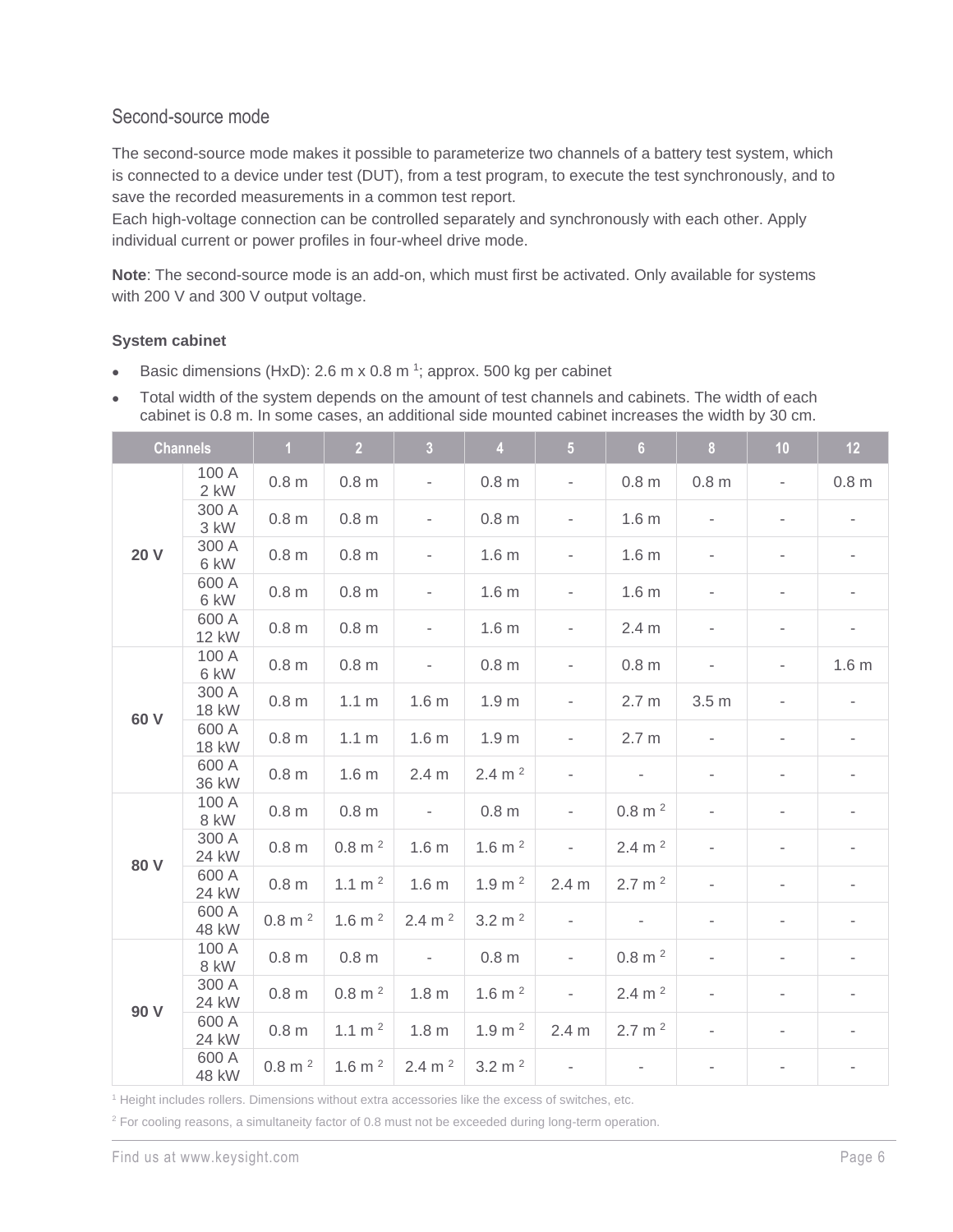## Second-source mode

The second-source mode makes it possible to parameterize two channels of a battery test system, which is connected to a device under test (DUT), from a test program, to execute the test synchronously, and to save the recorded measurements in a common test report.
Each high-voltage connection can be controlled separately and synchronously with each other. Apply individual current or power profiles in four-wheel drive mode.

**Note**: The second-source mode is an add-on, which must first be activated. Only available for systems with 200 V and 300 V output voltage.

### System cabinet

- Basic dimensions (HxD): 2.6 m x 0.8 m [1]; approx. 500 kg per cabinet
- Total width of the system depends on the amount of test channels and cabinets. The width of each cabinet is 0.8 m. In some cases, an additional side mounted cabinet increases the width by 30 cm.

| Channels | | 1 | 2 | 3 | 4 | 5 | 6 | 8 | 10 | 12 |
|---|---|---|---|---|---|---|---|---|---|---|
| **20 V** | 100 A 2 kW | 0.8 m | 0.8 m | - | 0.8 m | - | 0.8 m | 0.8 m | - | 0.8 m |
| | 300 A 3 kW | 0.8 m | 0.8 m | - | 0.8 m | - | 1.6 m | - | - | - |
| | 300 A 6 kW | 0.8 m | 0.8 m | - | 1.6 m | - | 1.6 m | - | - | - |
| | 600 A 6 kW | 0.8 m | 0.8 m | - | 1.6 m | - | 1.6 m | - | - | - |
| | 600 A 12 kW | 0.8 m | 0.8 m | - | 1.6 m | - | 2.4 m | - | - | - |
| **60 V** | 100 A 6 kW | 0.8 m | 0.8 m | - | 0.8 m | - | 0.8 m | - | - | 1.6 m |
| | 300 A 18 kW | 0.8 m | 1.1 m | 1.6 m | 1.9 m | - | 2.7 m | 3.5 m | - | - |
| | 600 A 18 kW | 0.8 m | 1.1 m | 1.6 m | 1.9 m | - | 2.7 m | - | - | - |
| | 600 A 36 kW | 0.8 m | 1.6 m | 2.4 m | 2.4 m [2] | - | - | - | - | - |
| **80 V** | 100 A 8 kW | 0.8 m | 0.8 m | - | 0.8 m | - | 0.8 m [2] | - | - | - |
| | 300 A 24 kW | 0.8 m | 0.8 m [2] | 1.6 m | 1.6 m [2] | - | 2.4 m [2] | - | - | - |
| | 600 A 24 kW | 0.8 m | 1.1 m [2] | 1.6 m | 1.9 m [2] | 2.4 m | 2.7 m [2] | - | - | - |
| | 600 A 48 kW | 0.8 m [2] | 1.6 m [2] | 2.4 m [2] | 3.2 m [2] | - | - | - | - | - |
| **90 V** | 100 A 8 kW | 0.8 m | 0.8 m | - | 0.8 m | - | 0.8 m [2] | - | - | - |
| | 300 A 24 kW | 0.8 m | 0.8 m [2] | 1.8 m | 1.6 m [2] | - | 2.4 m [2] | - | - | - |
| | 600 A 24 kW | 0.8 m | 1.1 m [2] | 1.8 m | 1.9 m [2] | 2.4 m | 2.7 m [2] | - | - | - |
| | 600 A 48 kW | 0.8 m [2] | 1.6 m [2] | 2.4 m [2] | 3.2 m [2] | - | - | - | - | - |

[1] Height includes rollers. Dimensions without extra accessories like the excess of switches, etc.

[2] For cooling reasons, a simultaneity factor of 0.8 must not be exceeded during long-term operation.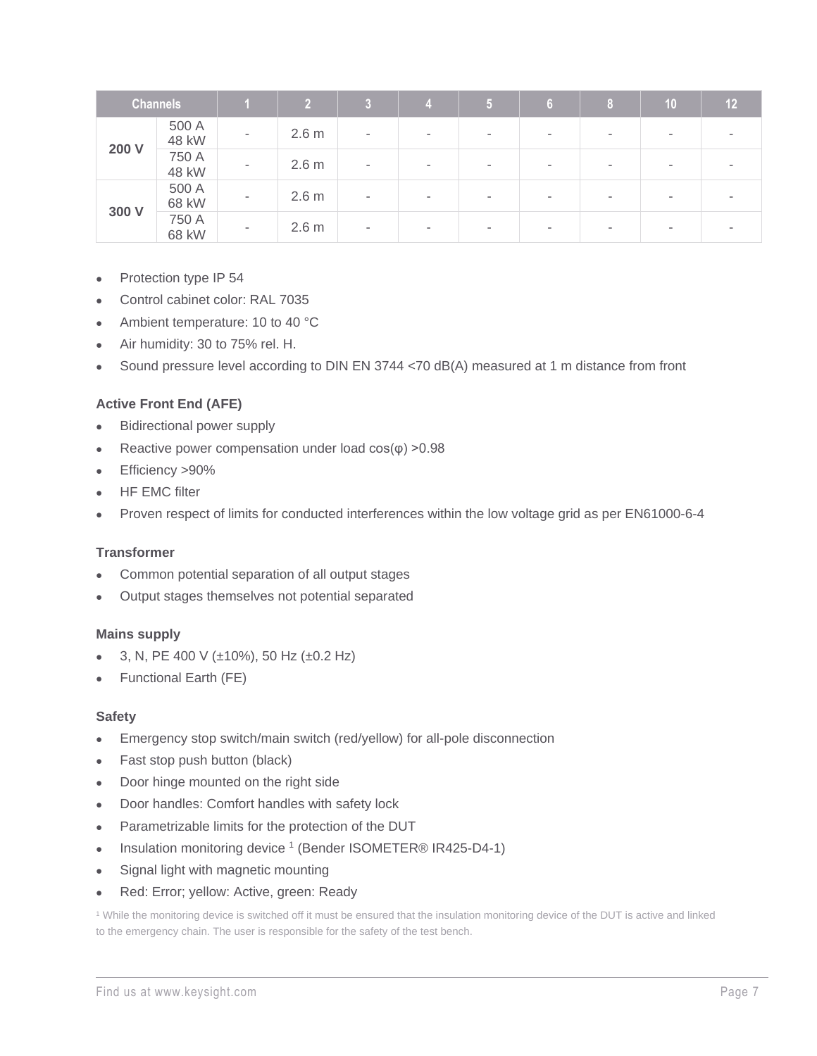| Channels | | 1 | 2 | 3 | 4 | 5 | 6 | 8 | 10 | 12 |
|---|---|---|---|---|---|---|---|---|---|---|
| 200 V | 500 A 48 kW | - | 2.6 m | - | - | - | - | - | - | - |
| | 750 A 48 kW | - | 2.6 m | - | - | - | - | - | - | - |
| 300 V | 500 A 68 kW | - | 2.6 m | - | - | - | - | - | - | - |
| | 750 A 68 kW | - | 2.6 m | - | - | - | - | - | - | - |

- Protection type IP 54
- Control cabinet color: RAL 7035
- Ambient temperature: 10 to 40 °C
- Air humidity: 30 to 75% rel. H.
- Sound pressure level according to DIN EN 3744 <70 dB(A) measured at 1 m distance from front

**Active Front End (AFE)**

- Bidirectional power supply
- Reactive power compensation under load cos(φ) >0.98
- Efficiency >90%
- HF EMC filter
- Proven respect of limits for conducted interferences within the low voltage grid as per EN61000-6-4

**Transformer**

- Common potential separation of all output stages
- Output stages themselves not potential separated

**Mains supply**

- 3, N, PE 400 V (±10%), 50 Hz (±0.2 Hz)
- Functional Earth (FE)

**Safety**

- Emergency stop switch/main switch (red/yellow) for all-pole disconnection
- Fast stop push button (black)
- Door hinge mounted on the right side
- Door handles: Comfort handles with safety lock
- Parametrizable limits for the protection of the DUT
- Insulation monitoring device [1] (Bender ISOMETER® IR425-D4-1)
- Signal light with magnetic mounting
- Red: Error; yellow: Active, green: Ready

[1] While the monitoring device is switched off it must be ensured that the insulation monitoring device of the DUT is active and linked to the emergency chain. The user is responsible for the safety of the test bench.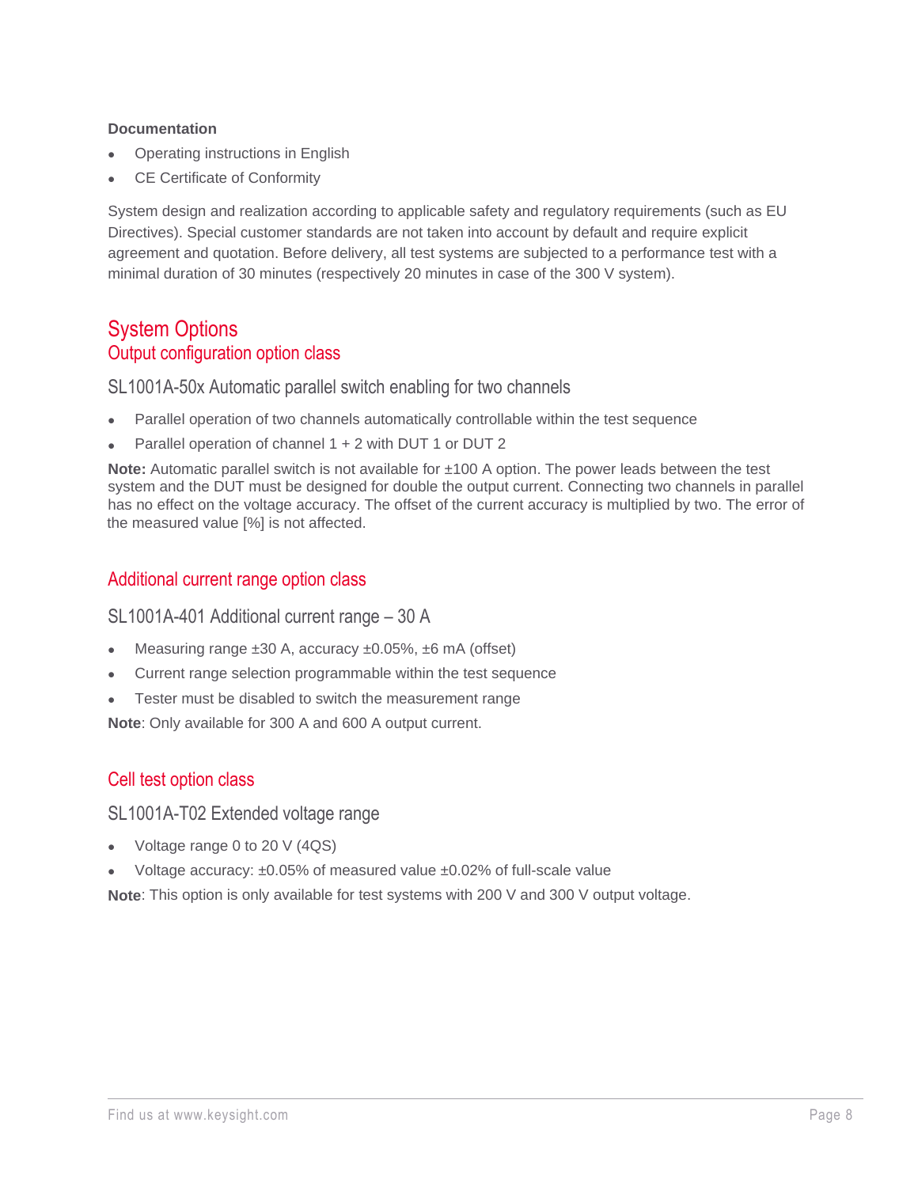**Documentation**

- Operating instructions in English
- CE Certificate of Conformity

System design and realization according to applicable safety and regulatory requirements (such as EU Directives). Special customer standards are not taken into account by default and require explicit agreement and quotation. Before delivery, all test systems are subjected to a performance test with a minimal duration of 30 minutes (respectively 20 minutes in case of the 300 V system).

# System Options

## Output configuration option class

### SL1001A-50x Automatic parallel switch enabling for two channels

- Parallel operation of two channels automatically controllable within the test sequence
- Parallel operation of channel 1 + 2 with DUT 1 or DUT 2

**Note:** Automatic parallel switch is not available for ±100 A option. The power leads between the test system and the DUT must be designed for double the output current. Connecting two channels in parallel has no effect on the voltage accuracy. The offset of the current accuracy is multiplied by two. The error of the measured value [%] is not affected.

## Additional current range option class

### SL1001A-401 Additional current range – 30 A

- Measuring range ±30 A, accuracy ±0.05%, ±6 mA (offset)
- Current range selection programmable within the test sequence
- Tester must be disabled to switch the measurement range

**Note**: Only available for 300 A and 600 A output current.

## Cell test option class

### SL1001A-T02 Extended voltage range

- Voltage range 0 to 20 V (4QS)
- Voltage accuracy: ±0.05% of measured value ±0.02% of full-scale value

**Note**: This option is only available for test systems with 200 V and 300 V output voltage.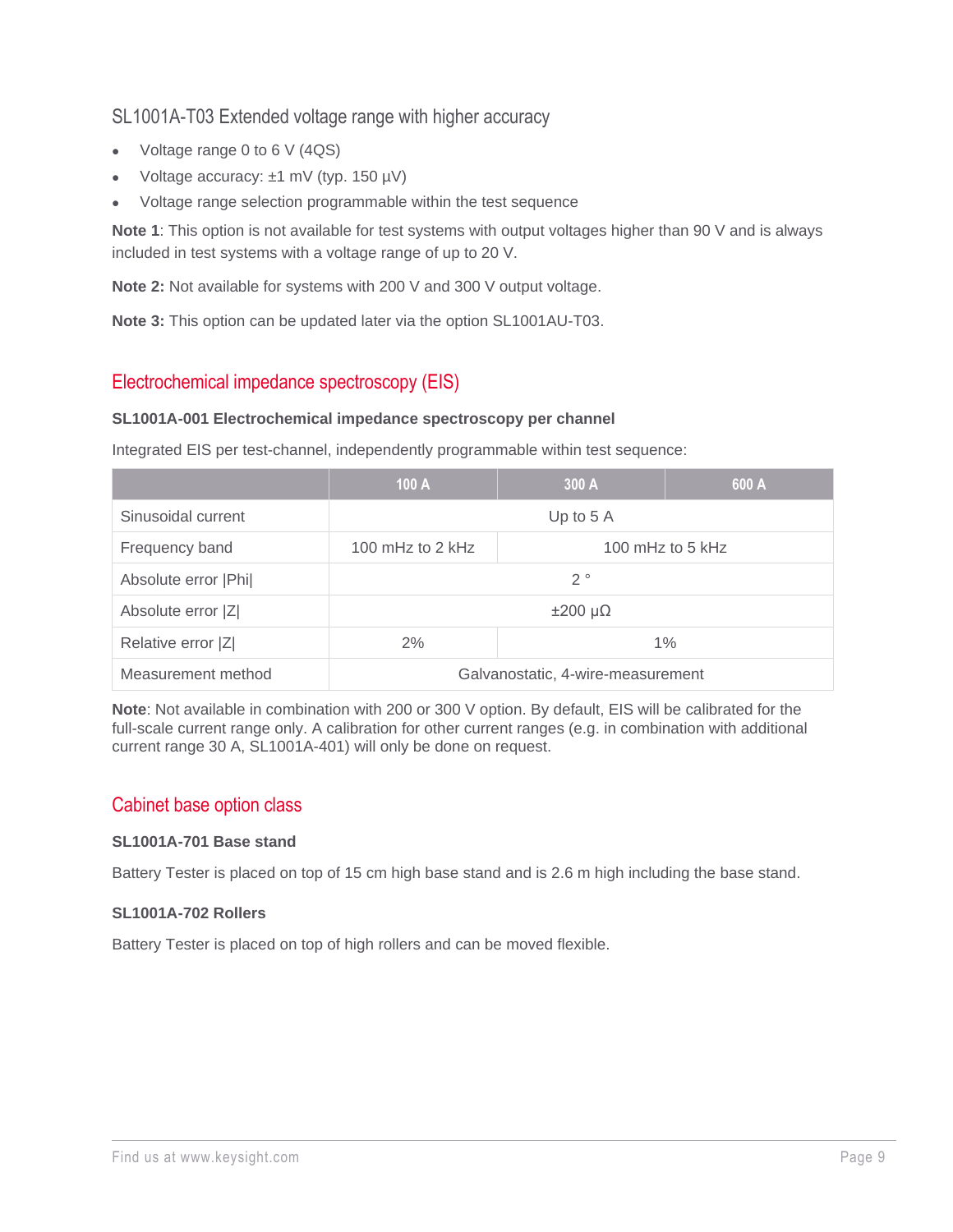### SL1001A-T03 Extended voltage range with higher accuracy

- Voltage range 0 to 6 V (4QS)
- Voltage accuracy: ±1 mV (typ. 150 µV)
- Voltage range selection programmable within the test sequence

**Note 1**: This option is not available for test systems with output voltages higher than 90 V and is always included in test systems with a voltage range of up to 20 V.

**Note 2:** Not available for systems with 200 V and 300 V output voltage.

**Note 3:** This option can be updated later via the option SL1001AU-T03.

## Electrochemical impedance spectroscopy (EIS)

**SL1001A-001 Electrochemical impedance spectroscopy per channel**

Integrated EIS per test-channel, independently programmable within test sequence:

| | 100 A | 300 A | 600 A |
|---|---|---|---|
| Sinusoidal current | Up to 5 A | | |
| Frequency band | 100 mHz to 2 kHz | 100 mHz to 5 kHz | |
| Absolute error \|Phi\| | 2 ° | | |
| Absolute error \|Z\| | ±200 µΩ | | |
| Relative error \|Z\| | 2% | 1% | |
| Measurement method | Galvanostatic, 4-wire-measurement | | |

**Note**: Not available in combination with 200 or 300 V option. By default, EIS will be calibrated for the full-scale current range only. A calibration for other current ranges (e.g. in combination with additional current range 30 A, SL1001A-401) will only be done on request.

## Cabinet base option class

**SL1001A-701 Base stand**

Battery Tester is placed on top of 15 cm high base stand and is 2.6 m high including the base stand.

**SL1001A-702 Rollers**

Battery Tester is placed on top of high rollers and can be moved flexible.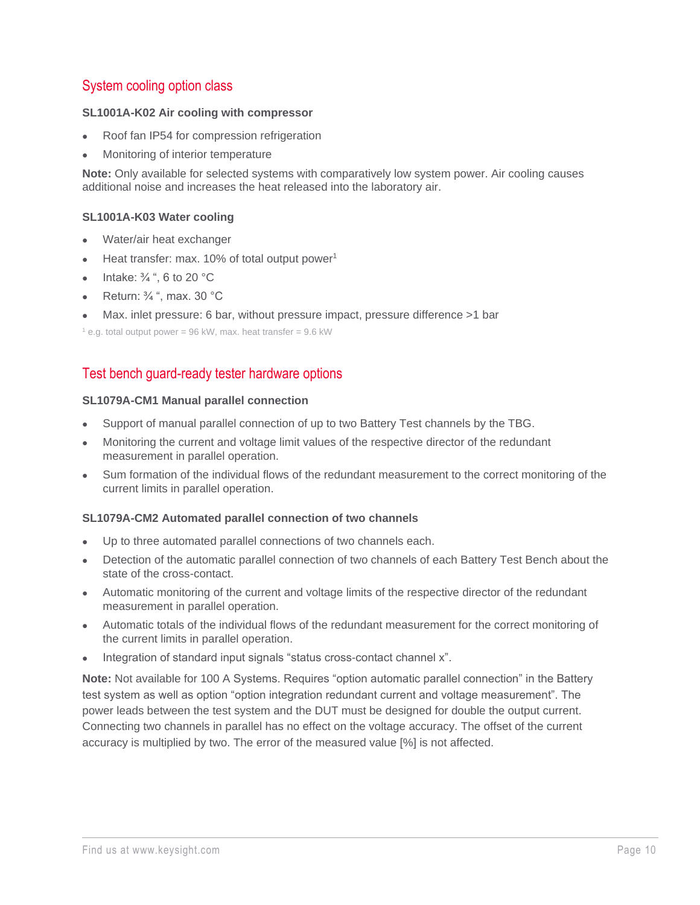## System cooling option class

**SL1001A-K02 Air cooling with compressor**

- Roof fan IP54 for compression refrigeration
- Monitoring of interior temperature

**Note:** Only available for selected systems with comparatively low system power. Air cooling causes additional noise and increases the heat released into the laboratory air.

**SL1001A-K03 Water cooling**

- Water/air heat exchanger
- Heat transfer: max. 10% of total output power[1]
- Intake: ¾ ", 6 to 20 °C
- Return: ¾ ", max. 30 °C
- Max. inlet pressure: 6 bar, without pressure impact, pressure difference >1 bar

[1] e.g. total output power = 96 kW, max. heat transfer = 9.6 kW

## Test bench guard-ready tester hardware options

**SL1079A-CM1 Manual parallel connection**

- Support of manual parallel connection of up to two Battery Test channels by the TBG.
- Monitoring the current and voltage limit values of the respective director of the redundant measurement in parallel operation.
- Sum formation of the individual flows of the redundant measurement to the correct monitoring of the current limits in parallel operation.

**SL1079A-CM2 Automated parallel connection of two channels**

- Up to three automated parallel connections of two channels each.
- Detection of the automatic parallel connection of two channels of each Battery Test Bench about the state of the cross-contact.
- Automatic monitoring of the current and voltage limits of the respective director of the redundant measurement in parallel operation.
- Automatic totals of the individual flows of the redundant measurement for the correct monitoring of the current limits in parallel operation.
- Integration of standard input signals "status cross-contact channel x".

**Note:** Not available for 100 A Systems. Requires "option automatic parallel connection" in the Battery test system as well as option "option integration redundant current and voltage measurement". The power leads between the test system and the DUT must be designed for double the output current. Connecting two channels in parallel has no effect on the voltage accuracy. The offset of the current accuracy is multiplied by two. The error of the measured value [%] is not affected.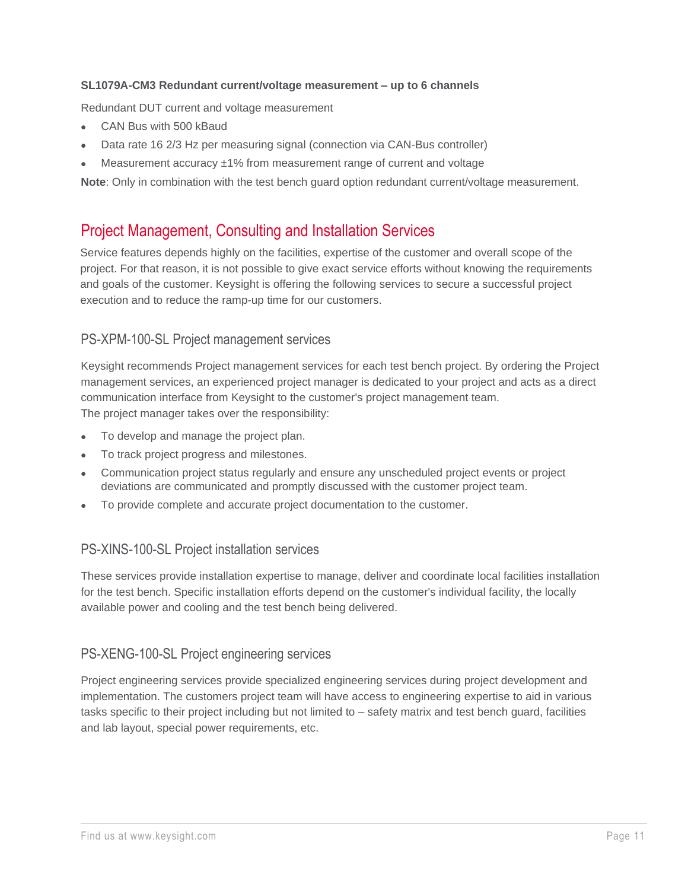**SL1079A-CM3 Redundant current/voltage measurement – up to 6 channels**

Redundant DUT current and voltage measurement

- CAN Bus with 500 kBaud
- Data rate 16 2/3 Hz per measuring signal (connection via CAN-Bus controller)
- Measurement accuracy ±1% from measurement range of current and voltage

**Note**: Only in combination with the test bench guard option redundant current/voltage measurement.

## Project Management, Consulting and Installation Services

Service features depends highly on the facilities, expertise of the customer and overall scope of the project. For that reason, it is not possible to give exact service efforts without knowing the requirements and goals of the customer. Keysight is offering the following services to secure a successful project execution and to reduce the ramp-up time for our customers.

### PS-XPM-100-SL Project management services

Keysight recommends Project management services for each test bench project. By ordering the Project management services, an experienced project manager is dedicated to your project and acts as a direct communication interface from Keysight to the customer's project management team.
The project manager takes over the responsibility:

- To develop and manage the project plan.
- To track project progress and milestones.
- Communication project status regularly and ensure any unscheduled project events or project deviations are communicated and promptly discussed with the customer project team.
- To provide complete and accurate project documentation to the customer.

### PS-XINS-100-SL Project installation services

These services provide installation expertise to manage, deliver and coordinate local facilities installation for the test bench. Specific installation efforts depend on the customer's individual facility, the locally available power and cooling and the test bench being delivered.

### PS-XENG-100-SL Project engineering services

Project engineering services provide specialized engineering services during project development and implementation. The customers project team will have access to engineering expertise to aid in various tasks specific to their project including but not limited to – safety matrix and test bench guard, facilities and lab layout, special power requirements, etc.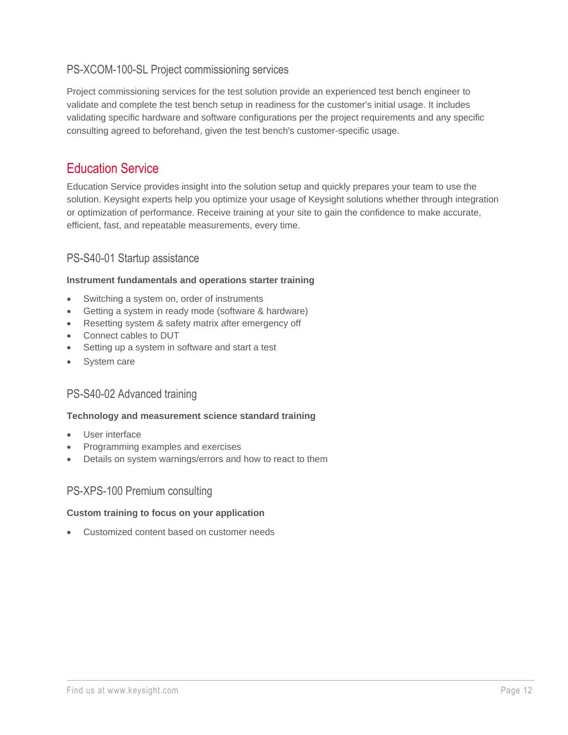### PS-XCOM-100-SL Project commissioning services

Project commissioning services for the test solution provide an experienced test bench engineer to validate and complete the test bench setup in readiness for the customer's initial usage. It includes validating specific hardware and software configurations per the project requirements and any specific consulting agreed to beforehand, given the test bench's customer-specific usage.

## Education Service

Education Service provides insight into the solution setup and quickly prepares your team to use the solution. Keysight experts help you optimize your usage of Keysight solutions whether through integration or optimization of performance. Receive training at your site to gain the confidence to make accurate, efficient, fast, and repeatable measurements, every time.

### PS-S40-01 Startup assistance

**Instrument fundamentals and operations starter training**

- Switching a system on, order of instruments
- Getting a system in ready mode (software & hardware)
- Resetting system & safety matrix after emergency off
- Connect cables to DUT
- Setting up a system in software and start a test
- System care

### PS-S40-02 Advanced training

**Technology and measurement science standard training**

- User interface
- Programming examples and exercises
- Details on system warnings/errors and how to react to them

### PS-XPS-100 Premium consulting

**Custom training to focus on your application**

- Customized content based on customer needs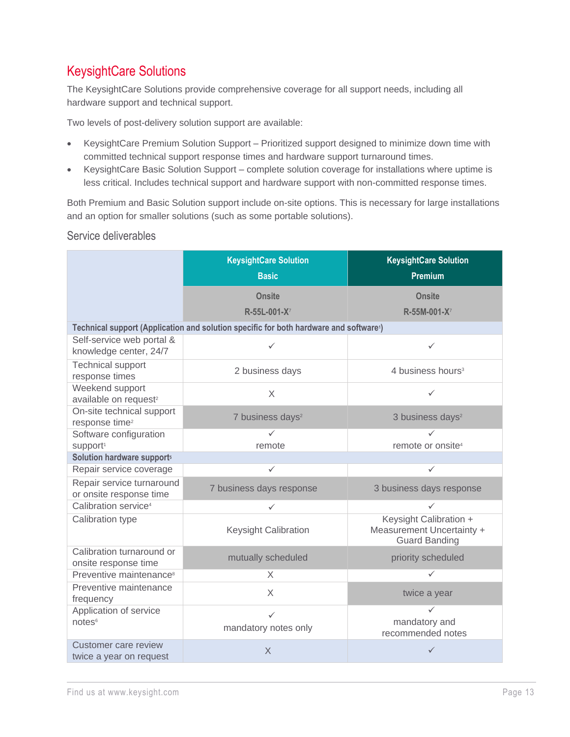## KeysightCare Solutions

The KeysightCare Solutions provide comprehensive coverage for all support needs, including all hardware support and technical support.

Two levels of post-delivery solution support are available:

- KeysightCare Premium Solution Support – Prioritized support designed to minimize down time with committed technical support response times and hardware support turnaround times.
- KeysightCare Basic Solution Support – complete solution coverage for installations where uptime is less critical. Includes technical support and hardware support with non-committed response times.

Both Premium and Basic Solution support include on-site options. This is necessary for large installations and an option for smaller solutions (such as some portable solutions).

### Service deliverables

| | KeysightCare Solution Basic | KeysightCare Solution Premium |
|---|---|---|
| | Onsite R-55L-001-X[7] | Onsite R-55M-001-X[7] |
| **Technical support (Application and solution specific for both hardware and software[1])** | | |
| Self-service web portal & knowledge center, 24/7 | ✓ | ✓ |
| Technical support response times | 2 business days | 4 business hours[3] |
| Weekend support available on request[2] | X | ✓ |
| On-site technical support response time[2] | 7 business days[2] | 3 business days[2] |
| Software configuration support[1] | ✓ remote | ✓ remote or onsite[4] |
| **Solution hardware support[5]** | | |
| Repair service coverage | ✓ | ✓ |
| Repair service turnaround or onsite response time | 7 business days response | 3 business days response |
| Calibration service[4] | ✓ | ✓ |
| Calibration type | Keysight Calibration | Keysight Calibration + Measurement Uncertainty + Guard Banding |
| Calibration turnaround or onsite response time | mutually scheduled | priority scheduled |
| Preventive maintenance[8] | X | ✓ |
| Preventive maintenance frequency | X | twice a year |
| Application of service notes[6] | ✓ mandatory notes only | ✓ mandatory and recommended notes |
| Customer care review twice a year on request | X | ✓ |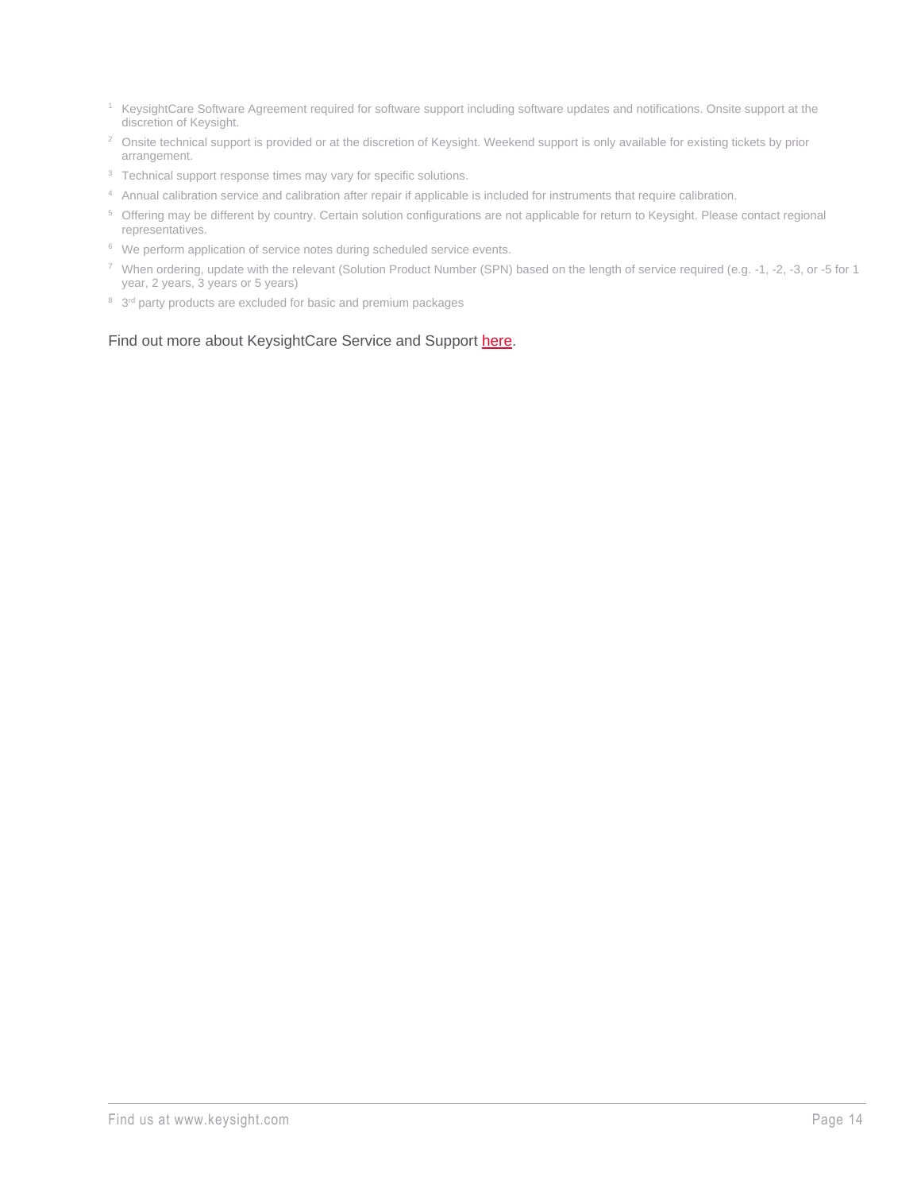[1] KeysightCare Software Agreement required for software support including software updates and notifications. Onsite support at the discretion of Keysight.

[2] Onsite technical support is provided or at the discretion of Keysight. Weekend support is only available for existing tickets by prior arrangement.

[3] Technical support response times may vary for specific solutions.

[4] Annual calibration service and calibration after repair if applicable is included for instruments that require calibration.

[5] Offering may be different by country. Certain solution configurations are not applicable for return to Keysight. Please contact regional representatives.

[6] We perform application of service notes during scheduled service events.

[7] When ordering, update with the relevant (Solution Product Number (SPN) based on the length of service required (e.g. -1, -2, -3, or -5 for 1 year, 2 years, 3 years or 5 years)

[8] 3rd party products are excluded for basic and premium packages

Find out more about KeysightCare Service and Support here.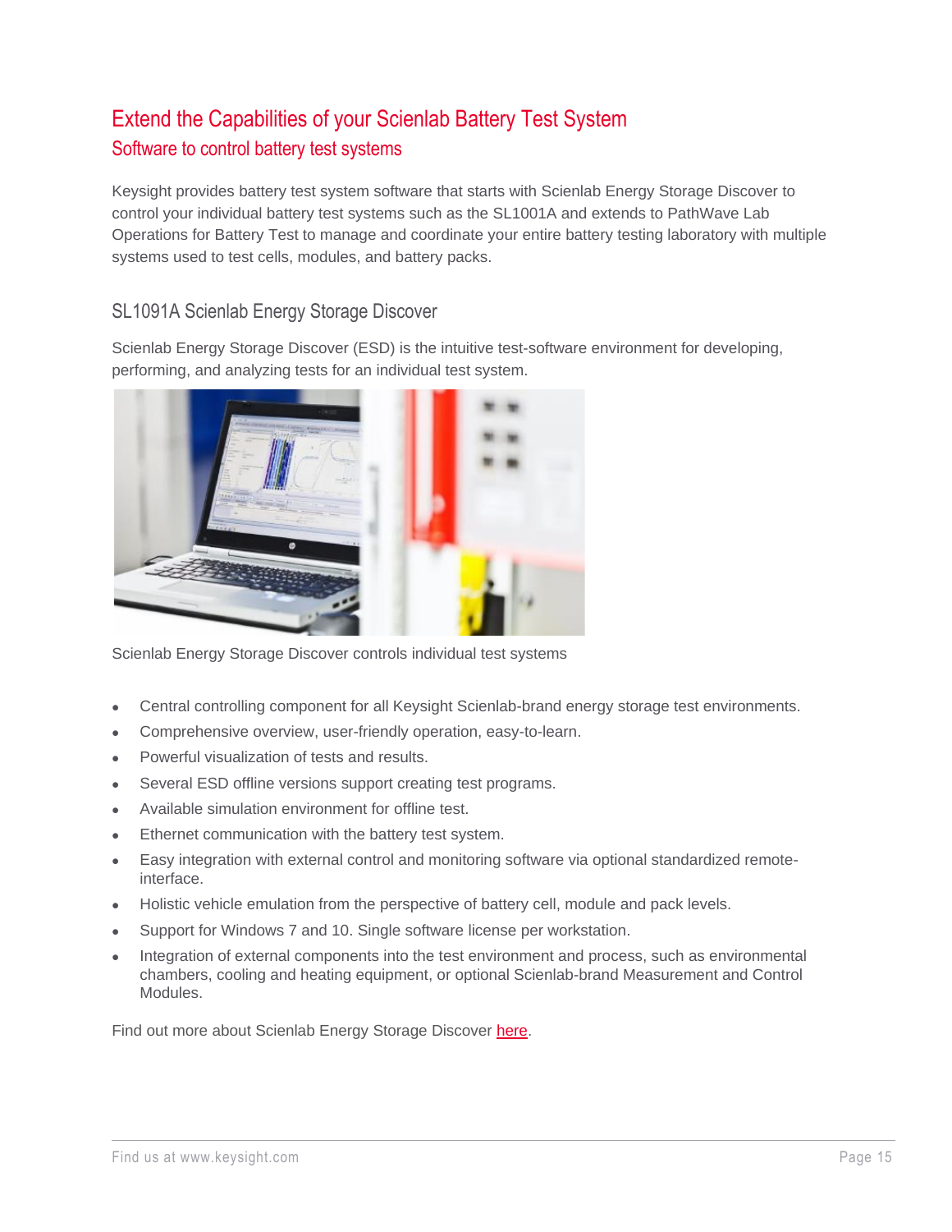# Extend the Capabilities of your Scienlab Battery Test System

## Software to control battery test systems

Keysight provides battery test system software that starts with Scienlab Energy Storage Discover to control your individual battery test systems such as the SL1001A and extends to PathWave Lab Operations for Battery Test to manage and coordinate your entire battery testing laboratory with multiple systems used to test cells, modules, and battery packs.

### SL1091A Scienlab Energy Storage Discover

Scienlab Energy Storage Discover (ESD) is the intuitive test-software environment for developing, performing, and analyzing tests for an individual test system.

Scienlab Energy Storage Discover controls individual test systems

- Central controlling component for all Keysight Scienlab-brand energy storage test environments.
- Comprehensive overview, user-friendly operation, easy-to-learn.
- Powerful visualization of tests and results.
- Several ESD offline versions support creating test programs.
- Available simulation environment for offline test.
- Ethernet communication with the battery test system.
- Easy integration with external control and monitoring software via optional standardized remote-interface.
- Holistic vehicle emulation from the perspective of battery cell, module and pack levels.
- Support for Windows 7 and 10. Single software license per workstation.
- Integration of external components into the test environment and process, such as environmental chambers, cooling and heating equipment, or optional Scienlab-brand Measurement and Control Modules.

Find out more about Scienlab Energy Storage Discover here.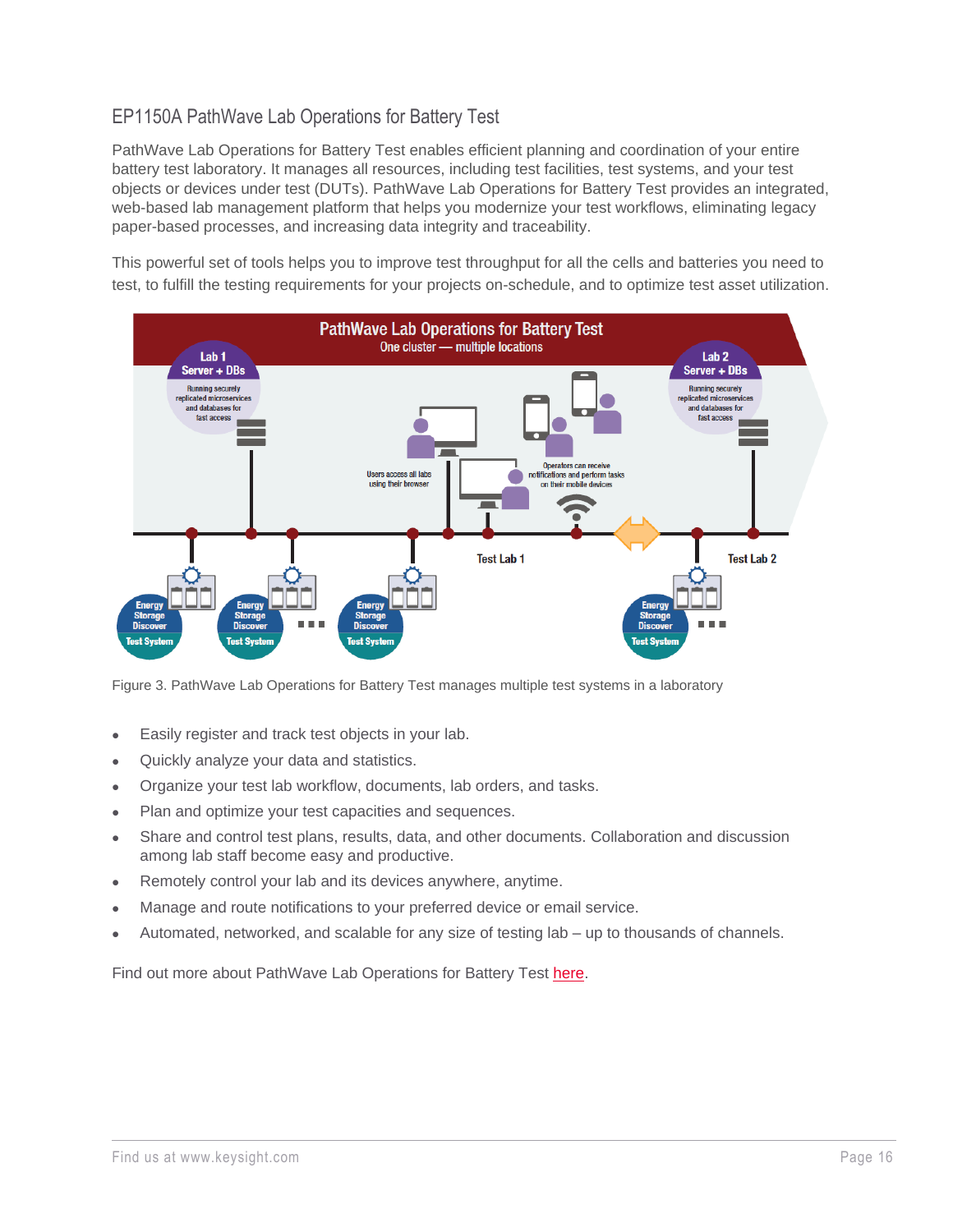## EP1150A PathWave Lab Operations for Battery Test

PathWave Lab Operations for Battery Test enables efficient planning and coordination of your entire battery test laboratory. It manages all resources, including test facilities, test systems, and your test objects or devices under test (DUTs). PathWave Lab Operations for Battery Test provides an integrated, web-based lab management platform that helps you modernize your test workflows, eliminating legacy paper-based processes, and increasing data integrity and traceability.

This powerful set of tools helps you to improve test throughput for all the cells and batteries you need to test, to fulfill the testing requirements for your projects on-schedule, and to optimize test asset utilization.

Figure 3. PathWave Lab Operations for Battery Test manages multiple test systems in a laboratory

- Easily register and track test objects in your lab.
- Quickly analyze your data and statistics.
- Organize your test lab workflow, documents, lab orders, and tasks.
- Plan and optimize your test capacities and sequences.
- Share and control test plans, results, data, and other documents. Collaboration and discussion among lab staff become easy and productive.
- Remotely control your lab and its devices anywhere, anytime.
- Manage and route notifications to your preferred device or email service.
- Automated, networked, and scalable for any size of testing lab – up to thousands of channels.

Find out more about PathWave Lab Operations for Battery Test here.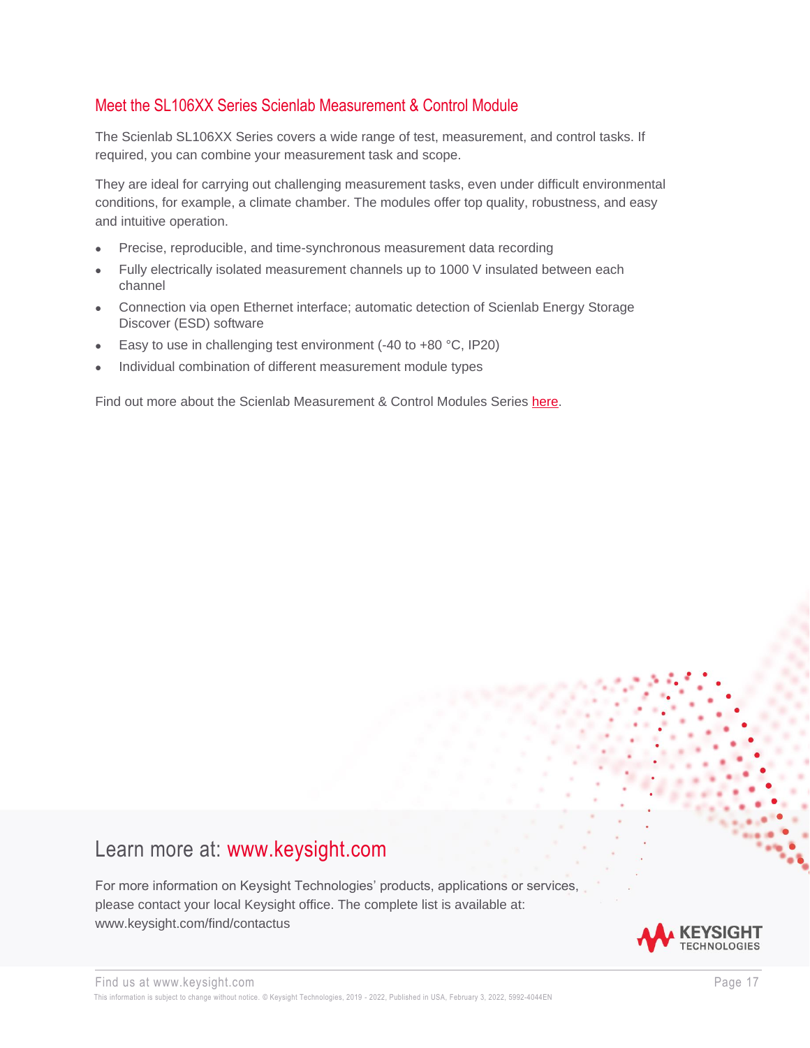## Meet the SL106XX Series Scienlab Measurement & Control Module

The Scienlab SL106XX Series covers a wide range of test, measurement, and control tasks. If required, you can combine your measurement task and scope.

They are ideal for carrying out challenging measurement tasks, even under difficult environmental conditions, for example, a climate chamber. The modules offer top quality, robustness, and easy and intuitive operation.

- Precise, reproducible, and time-synchronous measurement data recording
- Fully electrically isolated measurement channels up to 1000 V insulated between each channel
- Connection via open Ethernet interface; automatic detection of Scienlab Energy Storage Discover (ESD) software
- Easy to use in challenging test environment (-40 to +80 °C, IP20)
- Individual combination of different measurement module types

Find out more about the Scienlab Measurement & Control Modules Series here.

# Learn more at: www.keysight.com

For more information on Keysight Technologies' products, applications or services, please contact your local Keysight office. The complete list is available at: www.keysight.com/find/contactus

KEYSIGHT TECHNOLOGIES

This information is subject to change without notice. © Keysight Technologies, 2019 - 2022, Published in USA, February 3, 2022, 5992-4044EN